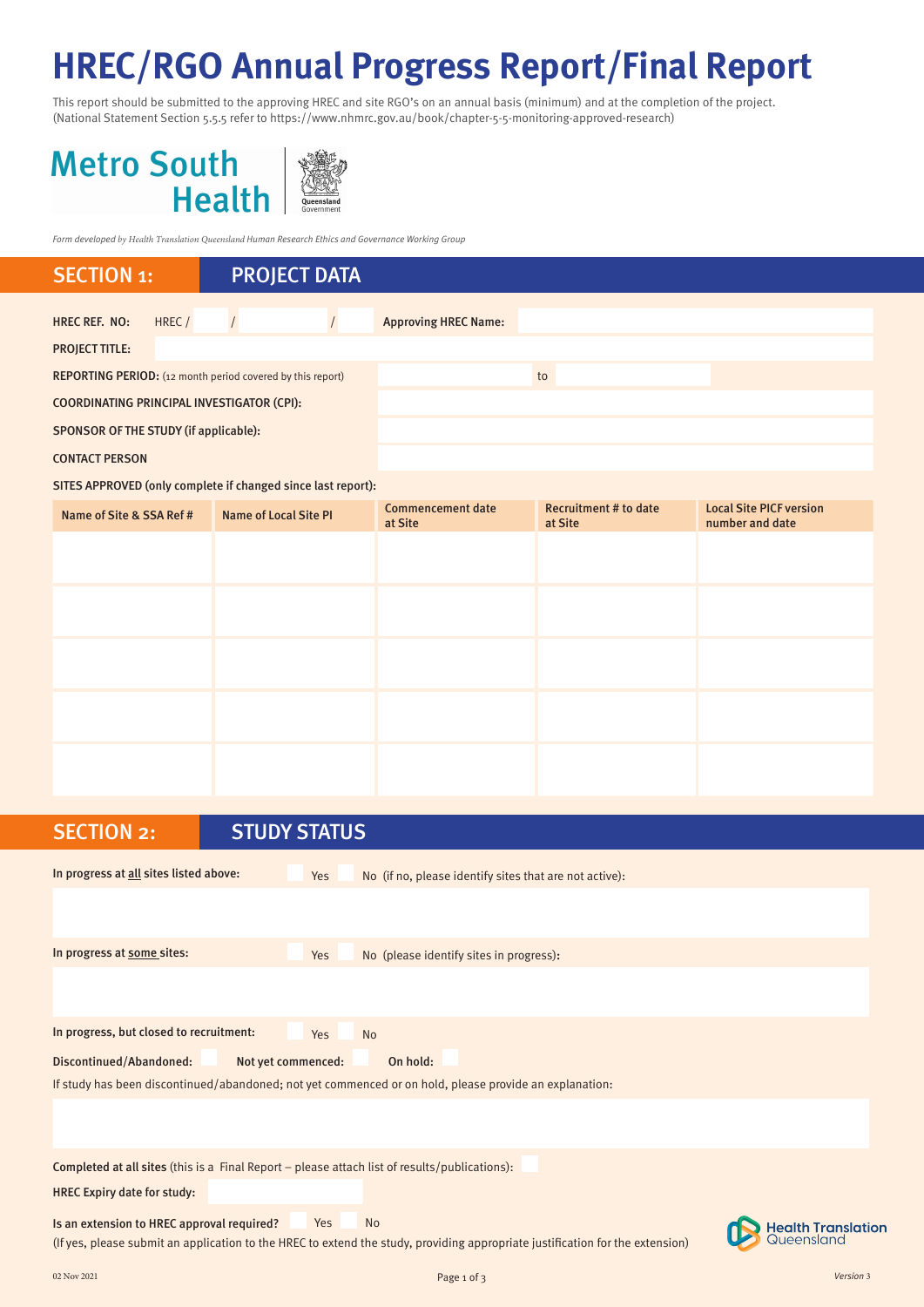# HREC/RGO Annual Progress Report/Final Report

This report should be submitted to the approving HREC and site RGO's on an annual basis (minimum) and at the completion of the project. (National Statement Section 5.5.5 refer to https://www.nhmrc.gov.au/book/chapter-5-5-monitoring-approved-research)

Metro South Health | Queensland Government

*Form developed by Health Translation Queensland Human Research Ethics and Governance Working Group*

## SECTION 1: PROJECT DATA

**HREC REF. NO:** HREC / / / **Approving HREC Name:**

**PROJECT TITLE:**

**REPORTING PERIOD:** (12 month period covered by this report) to

**COORDINATING PRINCIPAL INVESTIGATOR (CPI):**

**SPONSOR OF THE STUDY (if applicable):**

**CONTACT PERSON**

**SITES APPROVED (only complete if changed since last report):**

| Name of Site & SSA Ref # | Name of Local Site PI | Commencement date at Site | Recruitment # to date at Site | Local Site PICF version number and date |
|---|---|---|---|---|
| | | | | |
| | | | | |
| | | | | |
| | | | | |
| | | | | |

## SECTION 2: STUDY STATUS

**In progress at all sites listed above:** ☐ Yes ☐ No (if no, please identify sites that are not active):

**In progress at some sites:** ☐ Yes ☐ No (please identify sites in progress):

**In progress, but closed to recruitment:** ☐ Yes ☐ No

**Discontinued/Abandoned:** ☐ **Not yet commenced:** ☐ **On hold:** ☐

If study has been discontinued/abandoned; not yet commenced or on hold, please provide an explanation:

**Completed at all sites** (this is a Final Report – please attach list of results/publications): ☐

**HREC Expiry date for study:**

**Is an extension to HREC approval required?** ☐ Yes ☐ No

(If yes, please submit an application to the HREC to extend the study, providing appropriate justification for the extension)

Health Translation Queensland

02 Nov 2021 Version 3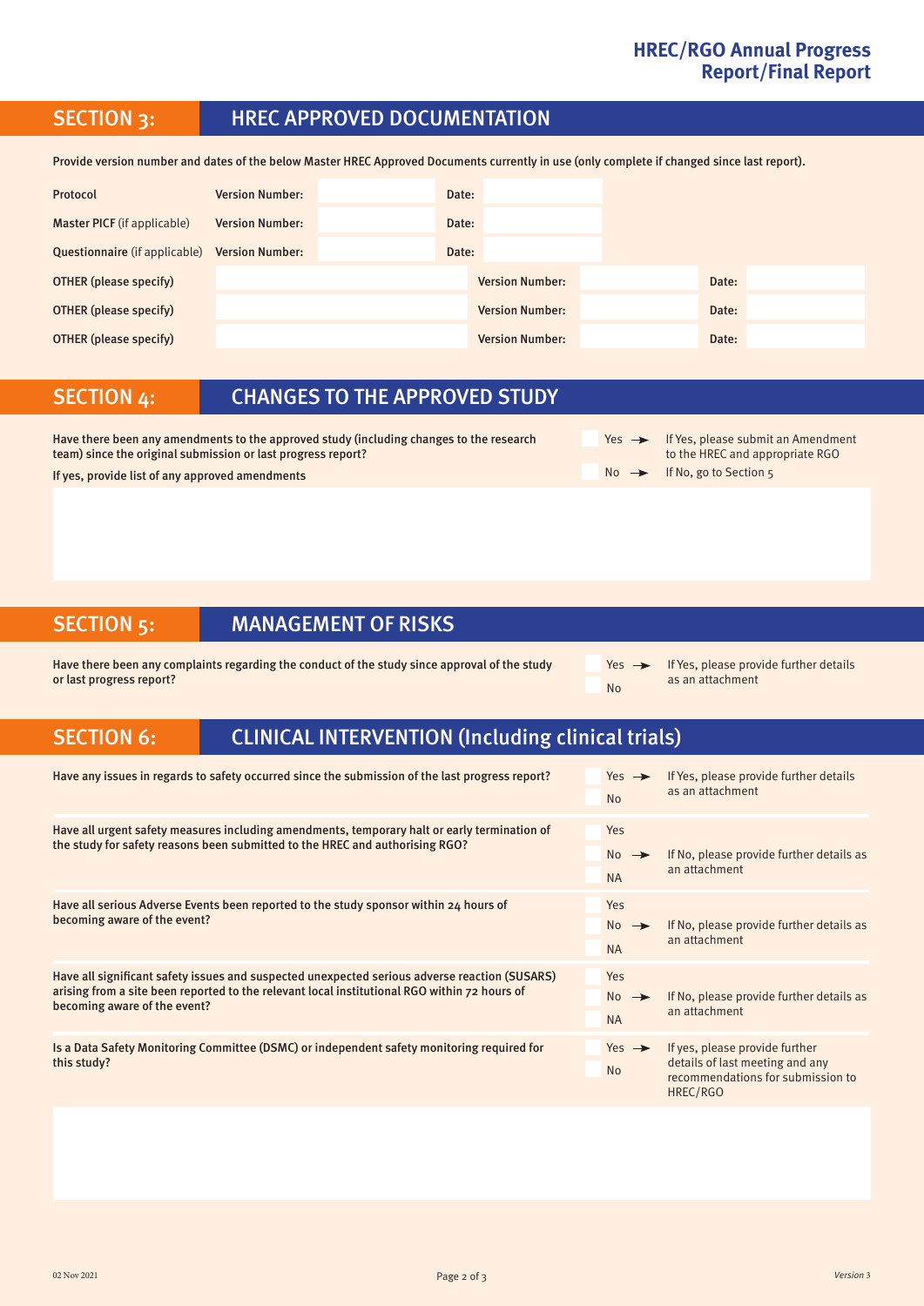## SECTION 3: HREC APPROVED DOCUMENTATION

**Provide version number and dates of the below Master HREC Approved Documents currently in use (only complete if changed since last report).**

| | | | | |
|---|---|---|---|---|
| **Protocol** | **Version Number:** | | **Date:** | |
| **Master PICF** (if applicable) | **Version Number:** | | **Date:** | |
| **Questionnaire** (if applicable) | **Version Number:** | | **Date:** | |

| | | | | | |
|---|---|---|---|---|---|
| **OTHER (please specify)** | | **Version Number:** | | **Date:** | |
| **OTHER (please specify)** | | **Version Number:** | | **Date:** | |
| **OTHER (please specify)** | | **Version Number:** | | **Date:** | |

## SECTION 4: CHANGES TO THE APPROVED STUDY

**Have there been any amendments to the approved study (including changes to the research team) since the original submission or last progress report?**

- Yes → If Yes, please submit an Amendment to the HREC and appropriate RGO
- No → If No, go to Section 5

**If yes, provide list of any approved amendments**

## SECTION 5: MANAGEMENT OF RISKS

**Have there been any complaints regarding the conduct of the study since approval of the study or last progress report?**

- Yes → If Yes, please provide further details as an attachment
- No

## SECTION 6: CLINICAL INTERVENTION (Including clinical trials)

**Have any issues in regards to safety occurred since the submission of the last progress report?**

- Yes → If Yes, please provide further details as an attachment
- No

**Have all urgent safety measures including amendments, temporary halt or early termination of the study for safety reasons been submitted to the HREC and authorising RGO?**

- Yes
- No → If No, please provide further details as an attachment
- NA

**Have all serious Adverse Events been reported to the study sponsor within 24 hours of becoming aware of the event?**

- Yes
- No → If No, please provide further details as an attachment
- NA

**Have all significant safety issues and suspected unexpected serious adverse reaction (SUSARS) arising from a site been reported to the relevant local institutional RGO within 72 hours of becoming aware of the event?**

- Yes
- No → If No, please provide further details as an attachment
- NA

**Is a Data Safety Monitoring Committee (DSMC) or independent safety monitoring required for this study?**

- Yes → If yes, please provide further details of last meeting and any recommendations for submission to HREC/RGO
- No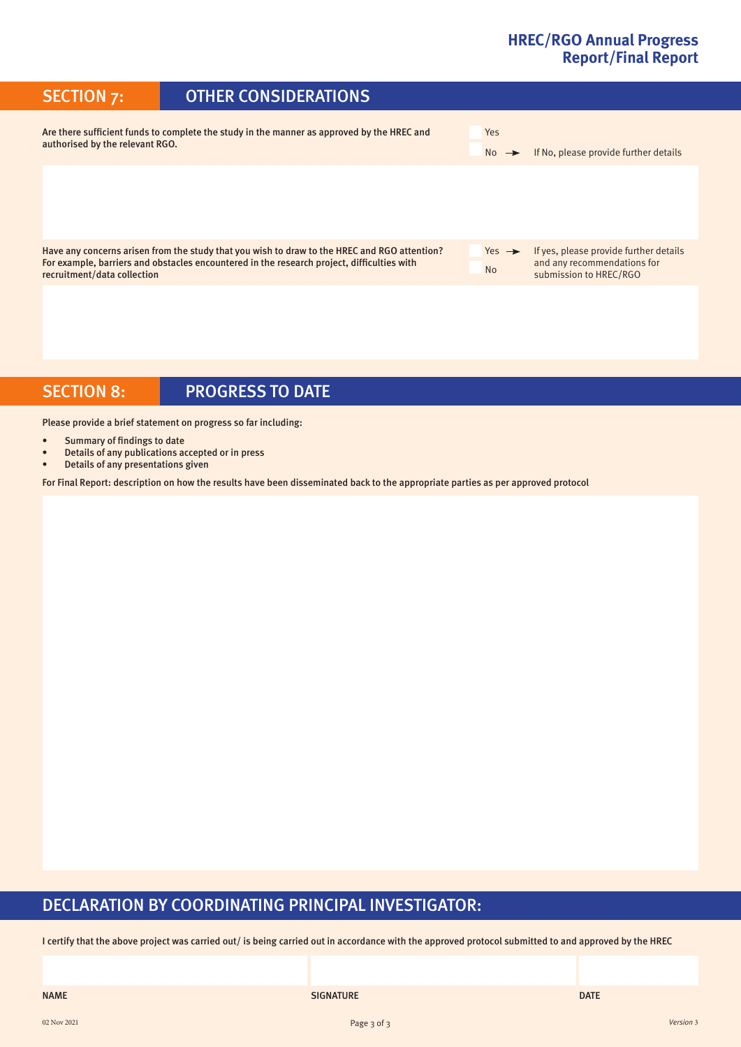## SECTION 7: OTHER CONSIDERATIONS

Are there sufficient funds to complete the study in the manner as approved by the HREC and authorised by the relevant RGO.

Yes

No → If No, please provide further details

Have any concerns arisen from the study that you wish to draw to the HREC and RGO attention? For example, barriers and obstacles encountered in the research project, difficulties with recruitment/data collection

Yes → If yes, please provide further details and any recommendations for submission to HREC/RGO

No

## SECTION 8: PROGRESS TO DATE

Please provide a brief statement on progress so far including:

- Summary of findings to date
- Details of any publications accepted or in press
- Details of any presentations given

For Final Report: description on how the results have been disseminated back to the appropriate parties as per approved protocol

## DECLARATION BY COORDINATING PRINCIPAL INVESTIGATOR:

I certify that the above project was carried out/ is being carried out in accordance with the approved protocol submitted to and approved by the HREC

| | | |
|---|---|---|
| | | |
| NAME | SIGNATURE | DATE |

02 Nov 2021

*Version 3*